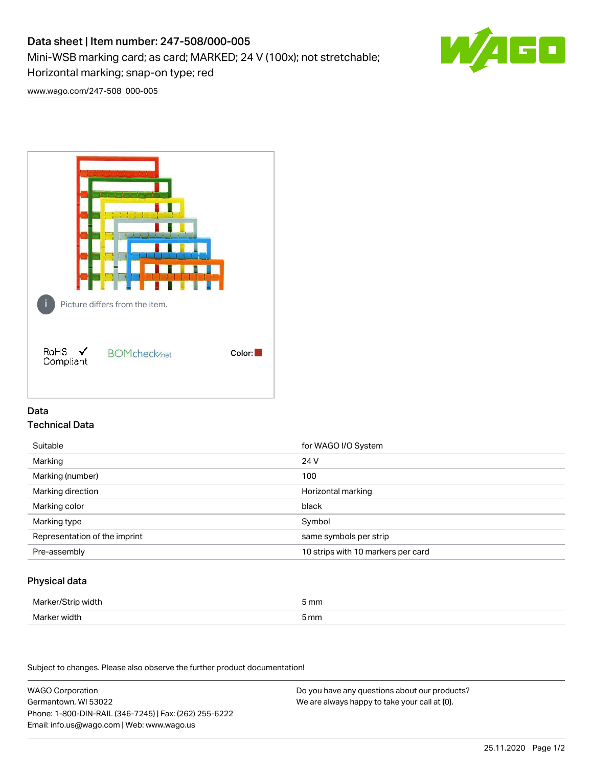# Data sheet | Item number: 247-508/000-005

Mini-WSB marking card; as card; MARKED; 24 V (100x); not stretchable; Horizontal marking; snap-on type; red

www.wago.com/247-508_000-005

Picture differs from the item.

RoHS Compliant

BOMcheck.net

Color:

## Data

### Technical Data

| | |
|---|---|
| Suitable | for WAGO I/O System |
| Marking | 24 V |
| Marking (number) | 100 |
| Marking direction | Horizontal marking |
| Marking color | black |
| Marking type | Symbol |
| Representation of the imprint | same symbols per strip |
| Pre-assembly | 10 strips with 10 markers per card |

### Physical data

| | |
|---|---|
| Marker/Strip width | 5 mm |
| Marker width | 5 mm |

Subject to changes. Please also observe the further product documentation!

WAGO Corporation
Germantown, WI 53022
Phone: 1-800-DIN-RAIL (346-7245) | Fax: (262) 255-6222
Email: info.us@wago.com | Web: www.wago.us

Do you have any questions about our products?
We are always happy to take your call at {0}.

25.11.2020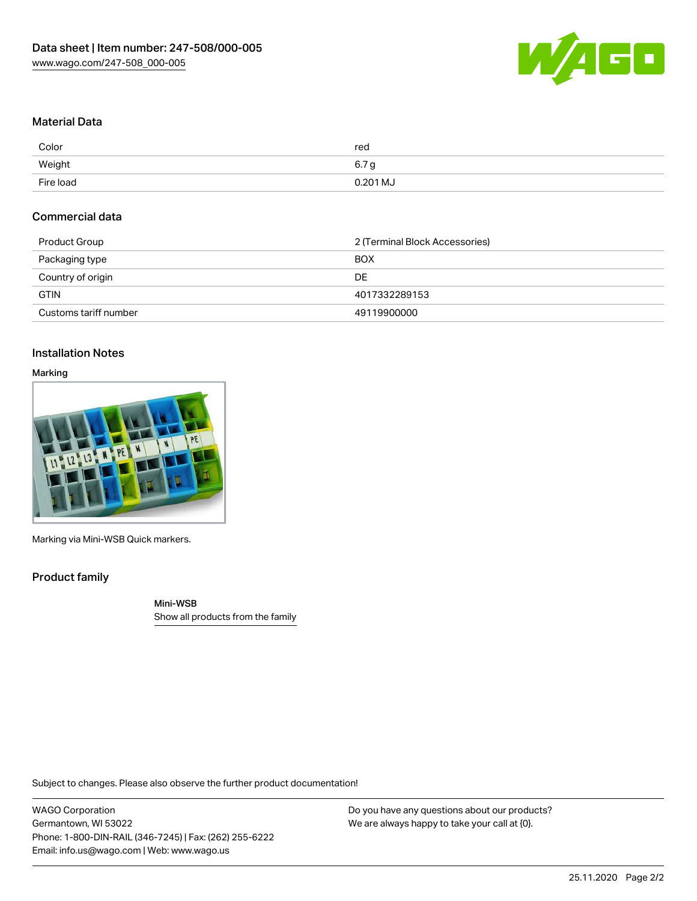## Material Data

| | |
|---|---|
| Color | red |
| Weight | 6.7 g |
| Fire load | 0.201 MJ |

## Commercial data

| | |
|---|---|
| Product Group | 2 (Terminal Block Accessories) |
| Packaging type | BOX |
| Country of origin | DE |
| GTIN | 4017332289153 |
| Customs tariff number | 49119900000 |

## Installation Notes

### Marking

Marking via Mini-WSB Quick markers.

## Product family

**Mini-WSB**
Show all products from the family

Subject to changes. Please also observe the further product documentation!

WAGO Corporation
Germantown, WI 53022
Phone: 1-800-DIN-RAIL (346-7245) | Fax: (262) 255-6222
Email: info.us@wago.com | Web: www.wago.us

Do you have any questions about our products?
We are always happy to take your call at {0}.